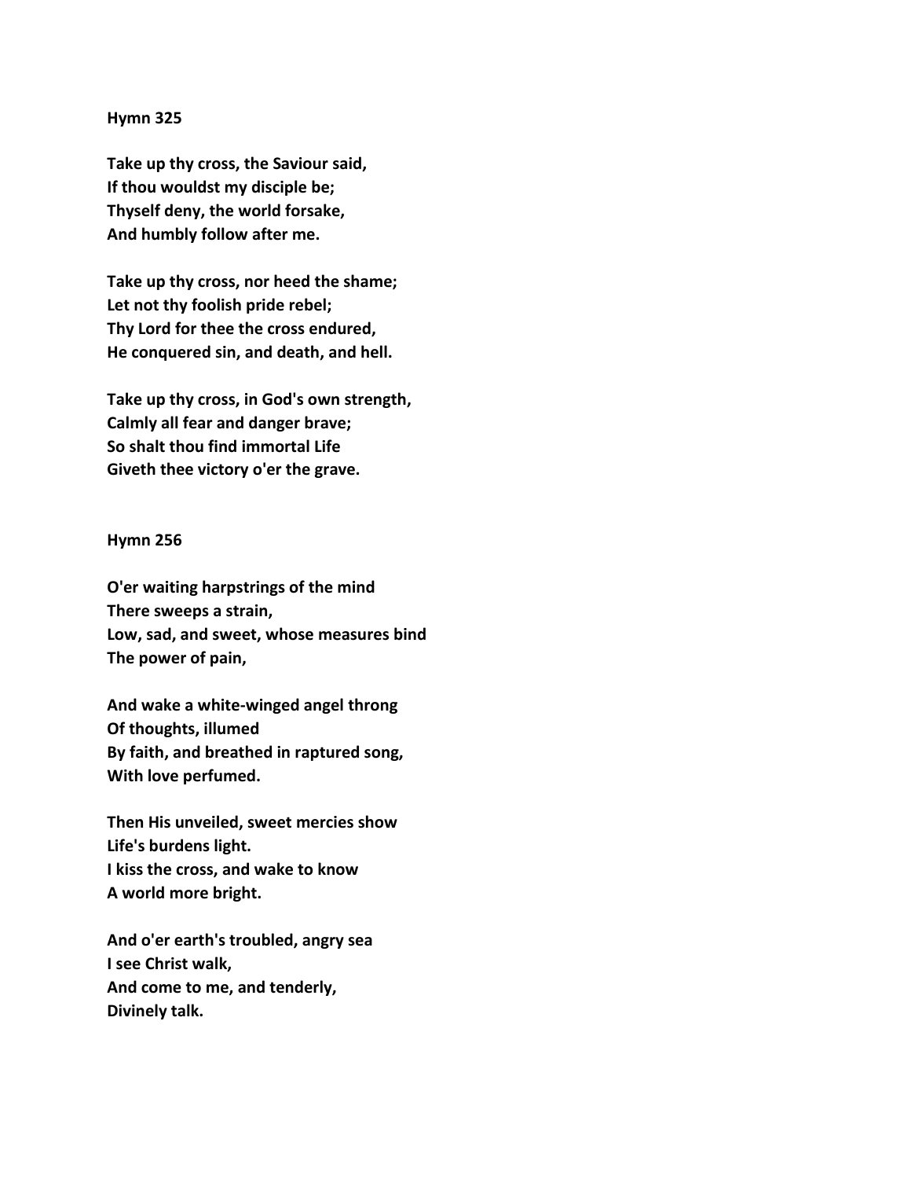**Hymn 325**

**Take up thy cross, the Saviour said,**
**If thou wouldst my disciple be;**
**Thyself deny, the world forsake,**
**And humbly follow after me.**

**Take up thy cross, nor heed the shame;**
**Let not thy foolish pride rebel;**
**Thy Lord for thee the cross endured,**
**He conquered sin, and death, and hell.**

**Take up thy cross, in God's own strength,**
**Calmly all fear and danger brave;**
**So shalt thou find immortal Life**
**Giveth thee victory o'er the grave.**

**Hymn 256**

**O'er waiting harpstrings of the mind**
**There sweeps a strain,**
**Low, sad, and sweet, whose measures bind**
**The power of pain,**

**And wake a white-winged angel throng**
**Of thoughts, illumed**
**By faith, and breathed in raptured song,**
**With love perfumed.**

**Then His unveiled, sweet mercies show**
**Life's burdens light.**
**I kiss the cross, and wake to know**
**A world more bright.**

**And o'er earth's troubled, angry sea**
**I see Christ walk,**
**And come to me, and tenderly,**
**Divinely talk.**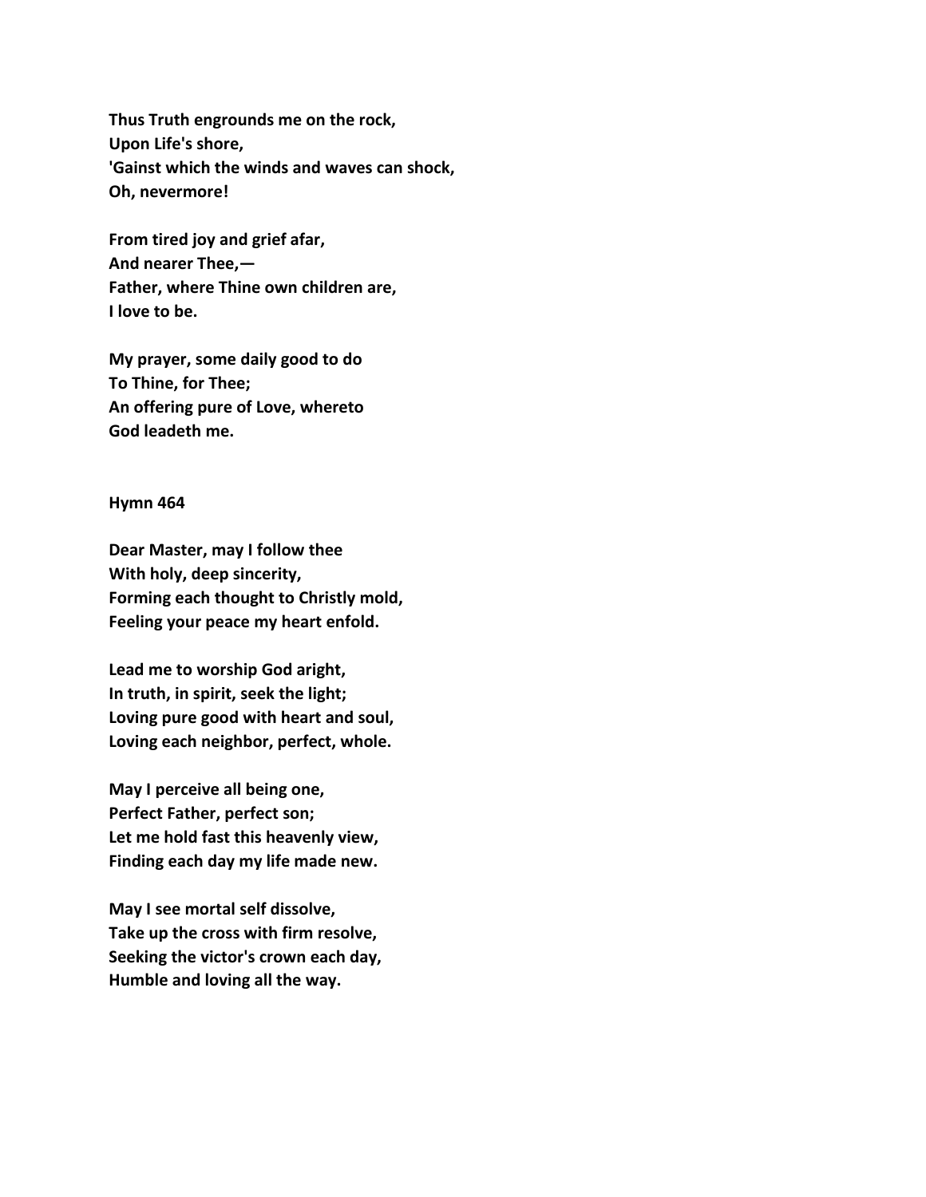**Thus Truth engrounds me on the rock,**
**Upon Life's shore,**
**'Gainst which the winds and waves can shock,**
**Oh, nevermore!**

**From tired joy and grief afar,**
**And nearer Thee,—**
**Father, where Thine own children are,**
**I love to be.**

**My prayer, some daily good to do**
**To Thine, for Thee;**
**An offering pure of Love, whereto**
**God leadeth me.**

**Hymn 464**

**Dear Master, may I follow thee**
**With holy, deep sincerity,**
**Forming each thought to Christly mold,**
**Feeling your peace my heart enfold.**

**Lead me to worship God aright,**
**In truth, in spirit, seek the light;**
**Loving pure good with heart and soul,**
**Loving each neighbor, perfect, whole.**

**May I perceive all being one,**
**Perfect Father, perfect son;**
**Let me hold fast this heavenly view,**
**Finding each day my life made new.**

**May I see mortal self dissolve,**
**Take up the cross with firm resolve,**
**Seeking the victor's crown each day,**
**Humble and loving all the way.**